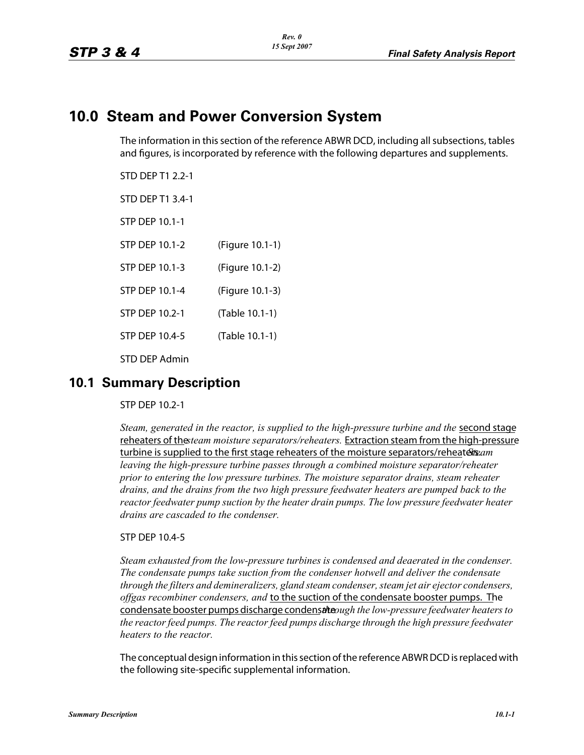# 10.0 Steam and Power Conversion System

The information in this section of the reference ABWR DCD, including all subsections, tables and figures, is incorporated by reference with the following departures and supplements.

STD DEP T1 2.2-1

STD DEP T1 3.4-1

STP DEP 10.1-1

STP DEP 10.1-2 (Figure 10.1-1)

STP DEP 10.1-3 (Figure 10.1-2)

STP DEP 10.1-4 (Figure 10.1-3)

STP DEP 10.2-1 (Table 10.1-1)

STP DEP 10.4-5 (Table 10.1-1)

STD DEP Admin

## 10.1 Summary Description

STP DEP 10.2-1

*Steam, generated in the reactor, is supplied to the high-pressure turbine and the* second stage reheaters of the *steam moisture separators/reheaters.* Extraction steam from the high-pressure turbine is supplied to the first stage reheaters of the moisture separators/reheaters. *Steam leaving the high-pressure turbine passes through a combined moisture separator/reheater prior to entering the low pressure turbines. The moisture separator drains, steam reheater drains, and the drains from the two high pressure feedwater heaters are pumped back to the reactor feedwater pump suction by the heater drain pumps. The low pressure feedwater heater drains are cascaded to the condenser.*

STP DEP 10.4-5

*Steam exhausted from the low-pressure turbines is condensed and deaerated in the condenser. The condensate pumps take suction from the condenser hotwell and deliver the condensate through the filters and demineralizers, gland steam condenser, steam jet air ejector condensers, offgas recombiner condensers, and* to the suction of the condensate booster pumps. The condensate booster pumps discharge condensate *through the low-pressure feedwater heaters to the reactor feed pumps. The reactor feed pumps discharge through the high pressure feedwater heaters to the reactor.*

The conceptual design information in this section of the reference ABWR DCD is replaced with the following site-specific supplemental information.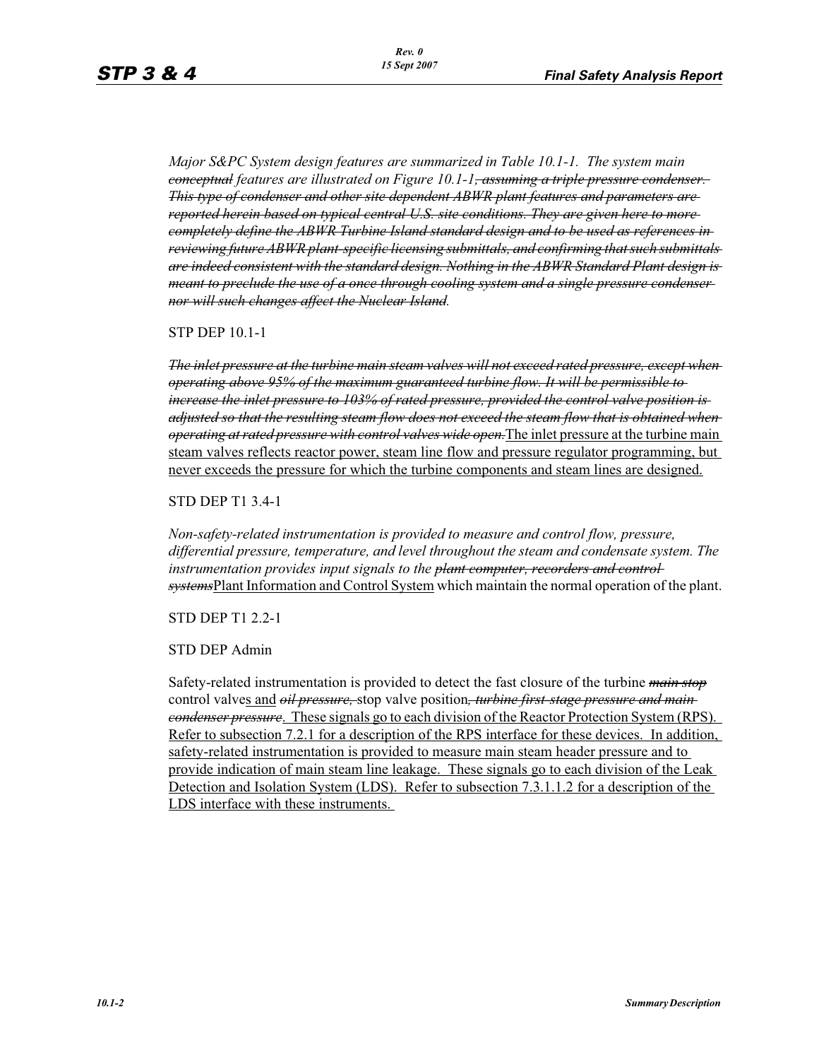*Major S&PC System design features are summarized in Table 10.1-1. The system main ~~conceptual~~ features are illustrated on Figure 10.1-1~~, assuming a triple pressure condenser. This type of condenser and other site dependent ABWR plant features and parameters are reported herein based on typical central U.S. site conditions. They are given here to more completely define the ABWR Turbine Island standard design and to be used as references in reviewing future ABWR plant-specific licensing submittals, and confirming that such submittals are indeed consistent with the standard design. Nothing in the ABWR Standard Plant design is meant to preclude the use of a once through cooling system and a single pressure condenser nor will such changes affect the Nuclear Island~~.*

STP DEP 10.1-1

~~*The inlet pressure at the turbine main steam valves will not exceed rated pressure, except when operating above 95% of the maximum guaranteed turbine flow. It will be permissible to increase the inlet pressure to 103% of rated pressure, provided the control valve position is adjusted so that the resulting steam flow does not exceed the steam flow that is obtained when operating at rated pressure with control valves wide open.*~~<u>The inlet pressure at the turbine main steam valves reflects reactor power, steam line flow and pressure regulator programming, but never exceeds the pressure for which the turbine components and steam lines are designed.</u>

STD DEP T1 3.4-1

*Non-safety-related instrumentation is provided to measure and control flow, pressure, differential pressure, temperature, and level throughout the steam and condensate system. The instrumentation provides input signals to the ~~plant computer, recorders and control systems~~*<u>Plant Information and Control System</u> which maintain the normal operation of the plant.

STD DEP T1 2.2-1

STD DEP Admin

Safety-related instrumentation is provided to detect the fast closure of the turbine ~~*main stop*~~ control valve<u>s and</u> ~~*oil pressure,*~~ stop valve position~~*, turbine first-stage pressure and main condenser pressure*~~. <u>These signals go to each division of the Reactor Protection System (RPS). Refer to subsection 7.2.1 for a description of the RPS interface for these devices. In addition, safety-related instrumentation is provided to measure main steam header pressure and to provide indication of main steam line leakage. These signals go to each division of the Leak Detection and Isolation System (LDS). Refer to subsection 7.3.1.1.2 for a description of the LDS interface with these instruments.</u>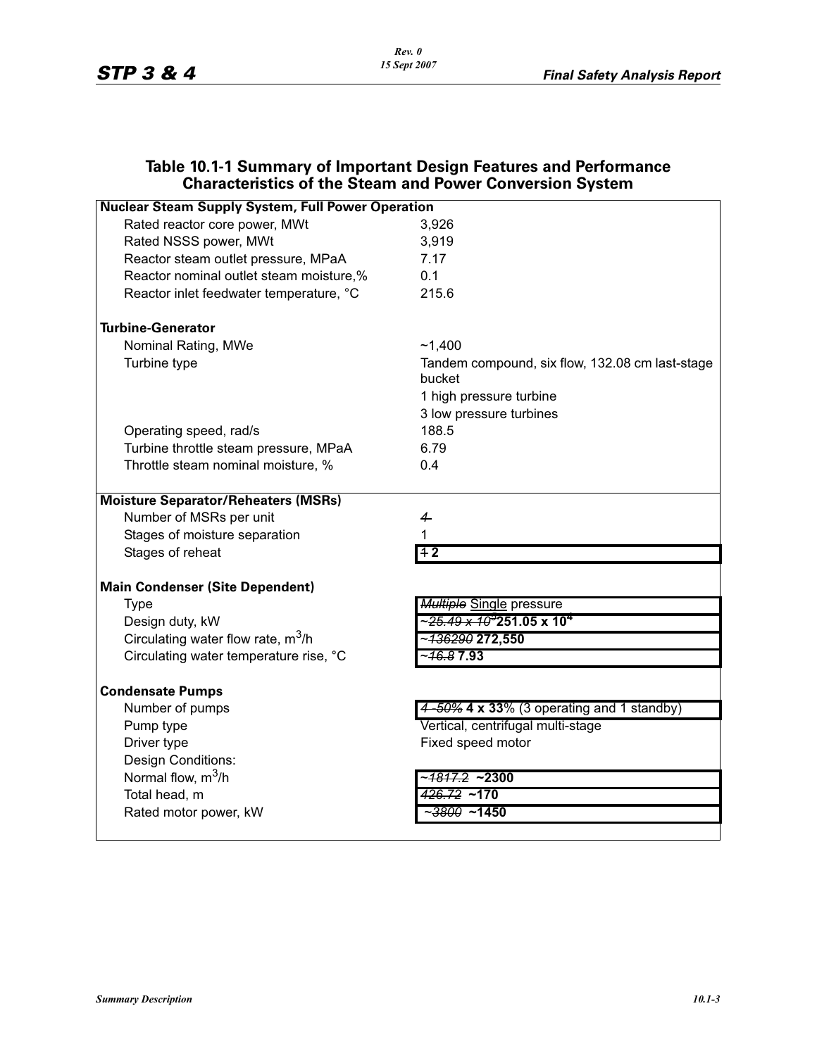## Table 10.1-1 Summary of Important Design Features and Performance Characteristics of the Steam and Power Conversion System

| | |
|---|---|
| **Nuclear Steam Supply System, Full Power Operation** | |
| Rated reactor core power, MWt | 3,926 |
| Rated NSSS power, MWt | 3,919 |
| Reactor steam outlet pressure, MPaA | 7.17 |
| Reactor nominal outlet steam moisture,% | 0.1 |
| Reactor inlet feedwater temperature, °C | 215.6 |
| **Turbine-Generator** | |
| Nominal Rating, MWe | ~1,400 |
| Turbine type | Tandem compound, six flow, 132.08 cm last-stage bucket<br>1 high pressure turbine<br>3 low pressure turbines |
| Operating speed, rad/s | 188.5 |
| Turbine throttle steam pressure, MPaA | 6.79 |
| Throttle steam nominal moisture, % | 0.4 |
| **Moisture Separator/Reheaters (MSRs)** | |
| Number of MSRs per unit | ~~4~~ |
| Stages of moisture separation | 1 |
| Stages of reheat | ~~1~~ **2** |
| **Main Condenser (Site Dependent)** | |
| Type | ~~*Multiple*~~ <u>Single</u> pressure |
| Design duty, kW | ~~~25.49 x $10^3$~~ **251.05 x $10^4$** |
| Circulating water flow rate, $m^3$/h | ~~~136290~~ **272,550** |
| Circulating water temperature rise, °C | ~~~16.8~~ **7.93** |
| **Condensate Pumps** | |
| Number of pumps | ~~4 -50%~~ **4 x 33**% (3 operating and 1 standby) |
| Pump type | Vertical, centrifugal multi-stage |
| Driver type | Fixed speed motor |
| Design Conditions: | |
| Normal flow, $m^3$/h | ~~~1817.2~~ **~2300** |
| Total head, m | ~~426.72~~ **~170** |
| Rated motor power, kW | ~~~3800~~ **~1450** |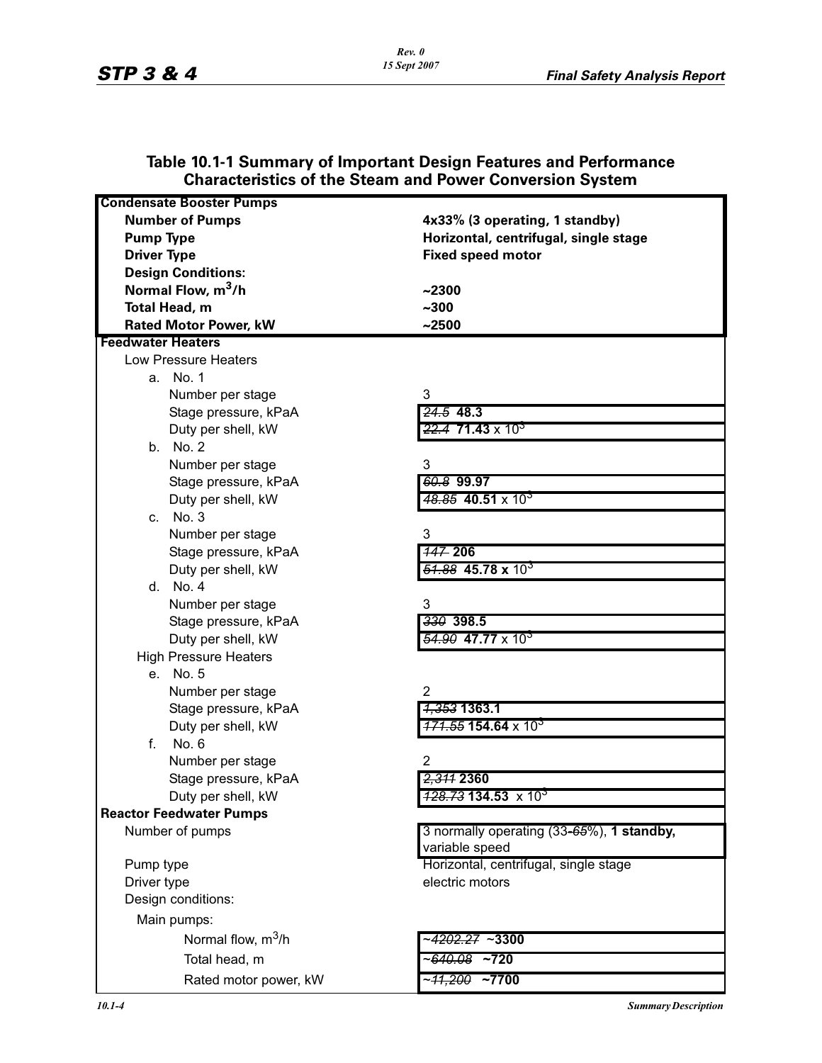## Table 10.1-1 Summary of Important Design Features and Performance Characteristics of the Steam and Power Conversion System

| | |
|---|---|
| **Condensate Booster Pumps** | |
| **Number of Pumps** | **4x33% (3 operating, 1 standby)** |
| **Pump Type** | **Horizontal, centrifugal, single stage** |
| **Driver Type** | **Fixed speed motor** |
| **Design Conditions:** | |
| **Normal Flow, $m^3/h$** | **~2300** |
| **Total Head, m** | **~300** |
| **Rated Motor Power, kW** | **~2500** |
| **Feedwater Heaters** | |
| Low Pressure Heaters | |
| a. No. 1 | |
| Number per stage | 3 |
| Stage pressure, kPaA | ~~*24.5*~~ **48.3** |
| Duty per shell, kW | ~~*22.4*~~ **71.43** x $10^3$ |
| b. No. 2 | |
| Number per stage | 3 |
| Stage pressure, kPaA | ~~*60.8*~~ **99.97** |
| Duty per shell, kW | ~~*48.85*~~ **40.51** x $10^3$ |
| c. No. 3 | |
| Number per stage | 3 |
| Stage pressure, kPaA | ~~*147*~~ **206** |
| Duty per shell, kW | ~~*51.88*~~ **45.78 x** $10^3$ |
| d. No. 4 | |
| Number per stage | 3 |
| Stage pressure, kPaA | ~~*330*~~ **398.5** |
| Duty per shell, kW | ~~*54.90*~~ **47.77** x $10^3$ |
| High Pressure Heaters | |
| e. No. 5 | |
| Number per stage | 2 |
| Stage pressure, kPaA | ~~*1,353*~~ **1363.1** |
| Duty per shell, kW | ~~*171.55*~~ **154.64** x $10^3$ |
| f. No. 6 | |
| Number per stage | 2 |
| Stage pressure, kPaA | ~~*2,311*~~ **2360** |
| Duty per shell, kW | ~~*128.73*~~ **134.53** x $10^3$ |
| **Reactor Feedwater Pumps** | |
| Number of pumps | 3 normally operating (33~~*-65*~~%), **1 standby,** variable speed |
| Pump type | Horizontal, centrifugal, single stage |
| Driver type | electric motors |
| Design conditions: | |
| Main pumps: | |
| Normal flow, $m^3/h$ | ~~*~4202.27*~~ **~3300** |
| Total head, m | ~~*~640.08*~~ **~720** |
| Rated motor power, kW | ~~*~11,200*~~ **~7700** |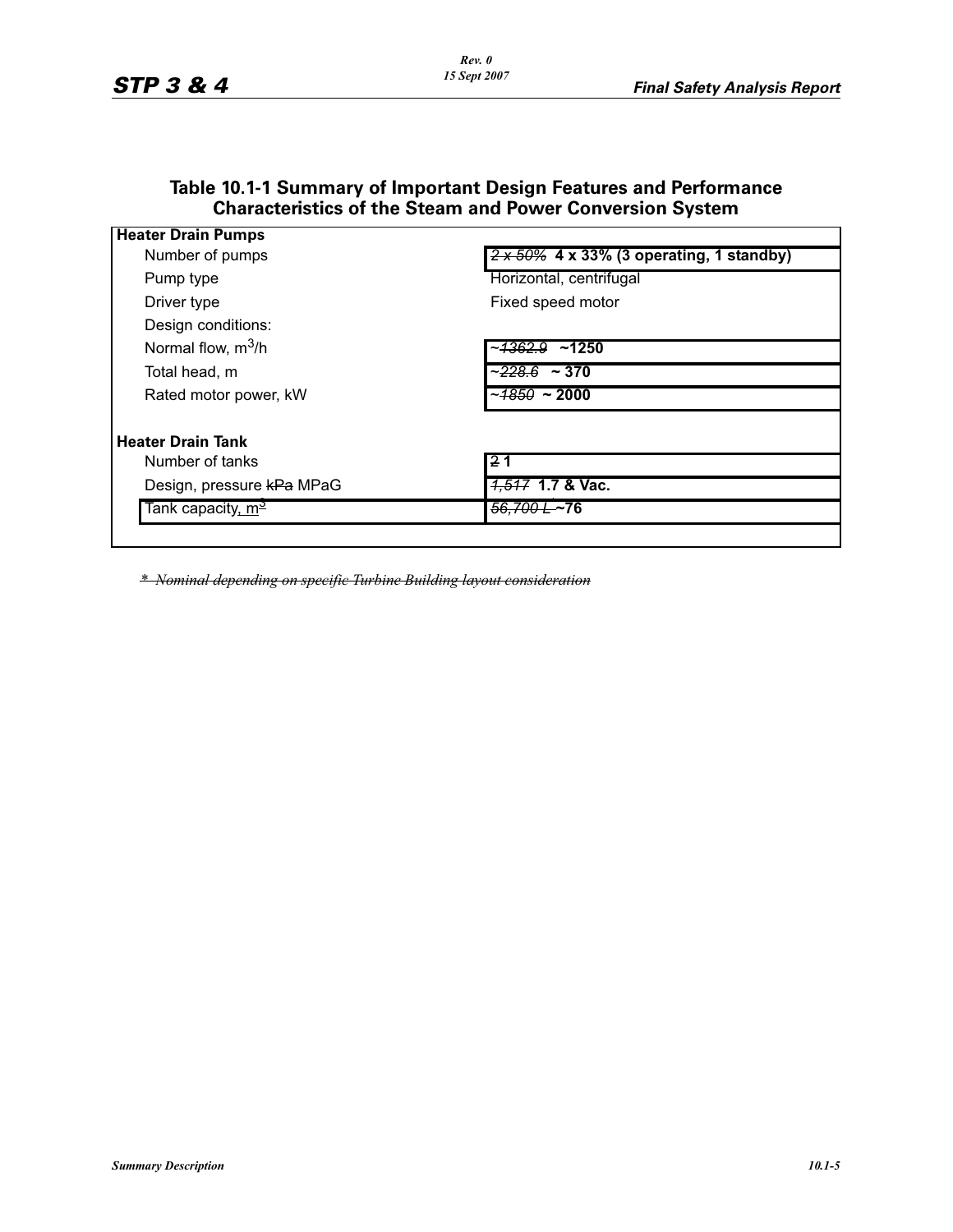## Table 10.1-1 Summary of Important Design Features and Performance Characteristics of the Steam and Power Conversion System

| | |
|---|---|
| **Heater Drain Pumps** | |
| Number of pumps | ~~2 x 50%~~ **4 x 33% (3 operating, 1 standby)** |
| Pump type | Horizontal, centrifugal |
| Driver type | Fixed speed motor |
| Design conditions: | |
| Normal flow, $m^3/h$ | ~~~1362.9~~ **~1250** |
| Total head, m | ~~~228.6~~ **~ 370** |
| Rated motor power, kW | ~~~1850~~ **~ 2000** |
| **Heater Drain Tank** | |
| Number of tanks | ~~2~~ **1** |
| Design, pressure ~~kPa~~ MPaG | ~~1,517~~ **1.7 & Vac.** |
| Tank capacity, $m^3$ | ~~56,700 L~~ **~76** |

~~* Nominal depending on specific Turbine Building layout consideration~~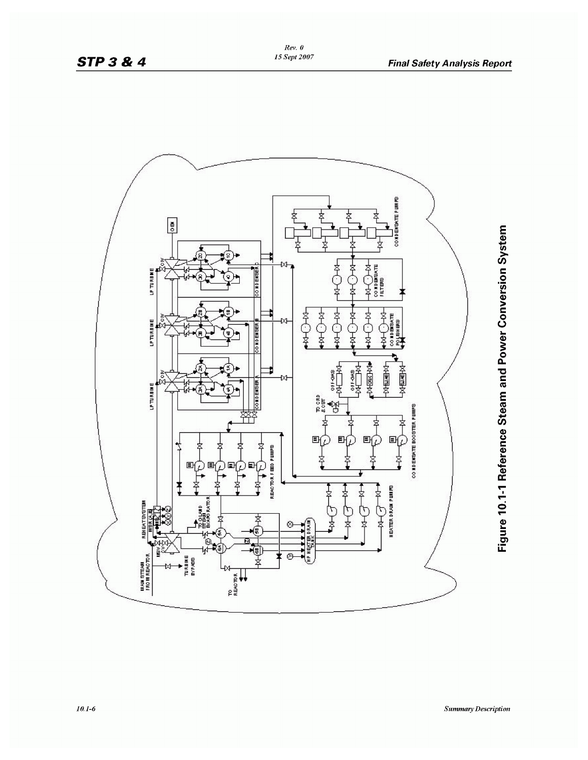MAIN STEAM FROM REACTOR

TURBINE BYPASS

MSIV

REHEAT SYSTEM

MSR (A,B)

TO GLAND STEAM EVAPORATOR

TO REACTOR

HP HEATER DRAIN TANK

HEATER DRAIN PUMPS

REACTOR FEED PUMPS

LP TURBINE

LP TURBINE

LP TURBINE

CIV

GEN

1A 2A 3A 4A

1B 2B 3B 4B

1C 2C 3C 4C

5A 5B 6A 6B

CONDENSER A

CONDENSER B

CONDENSER C

CONDENSATE PUMPS

CONDENSATE FILTERS

CONDENSATE POLISHERS

OFF-GAS

OFF-GAS

GSC

SJAE

SJAE

TO CRD & CST

CONDENSATE BOOSTER PUMPS

Figure 10.1-1 Reference Steam and Power Conversion System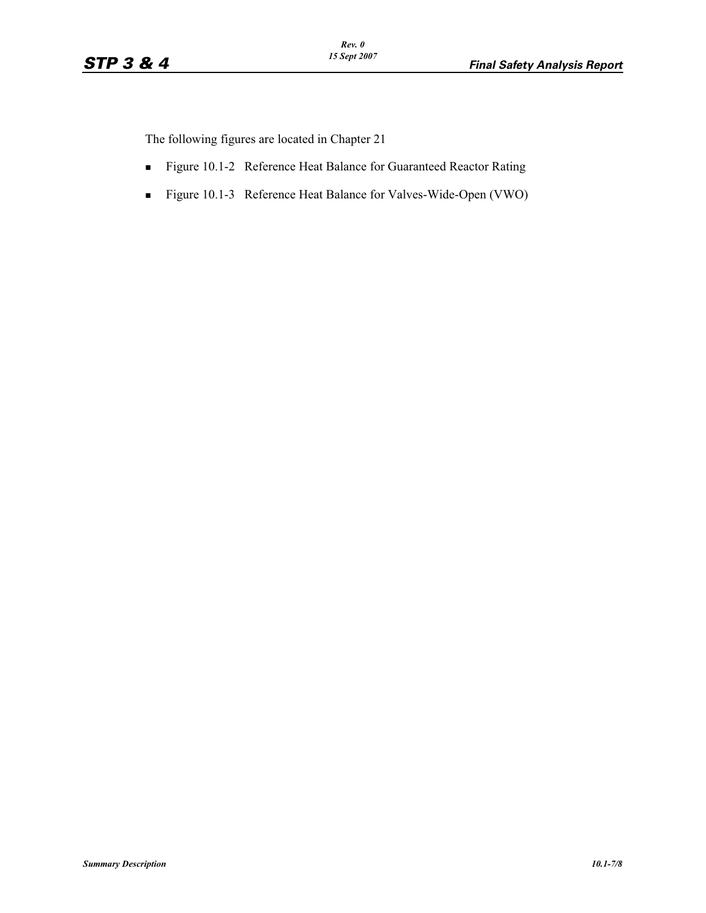The following figures are located in Chapter 21

- Figure 10.1-2 Reference Heat Balance for Guaranteed Reactor Rating
- Figure 10.1-3 Reference Heat Balance for Valves-Wide-Open (VWO)